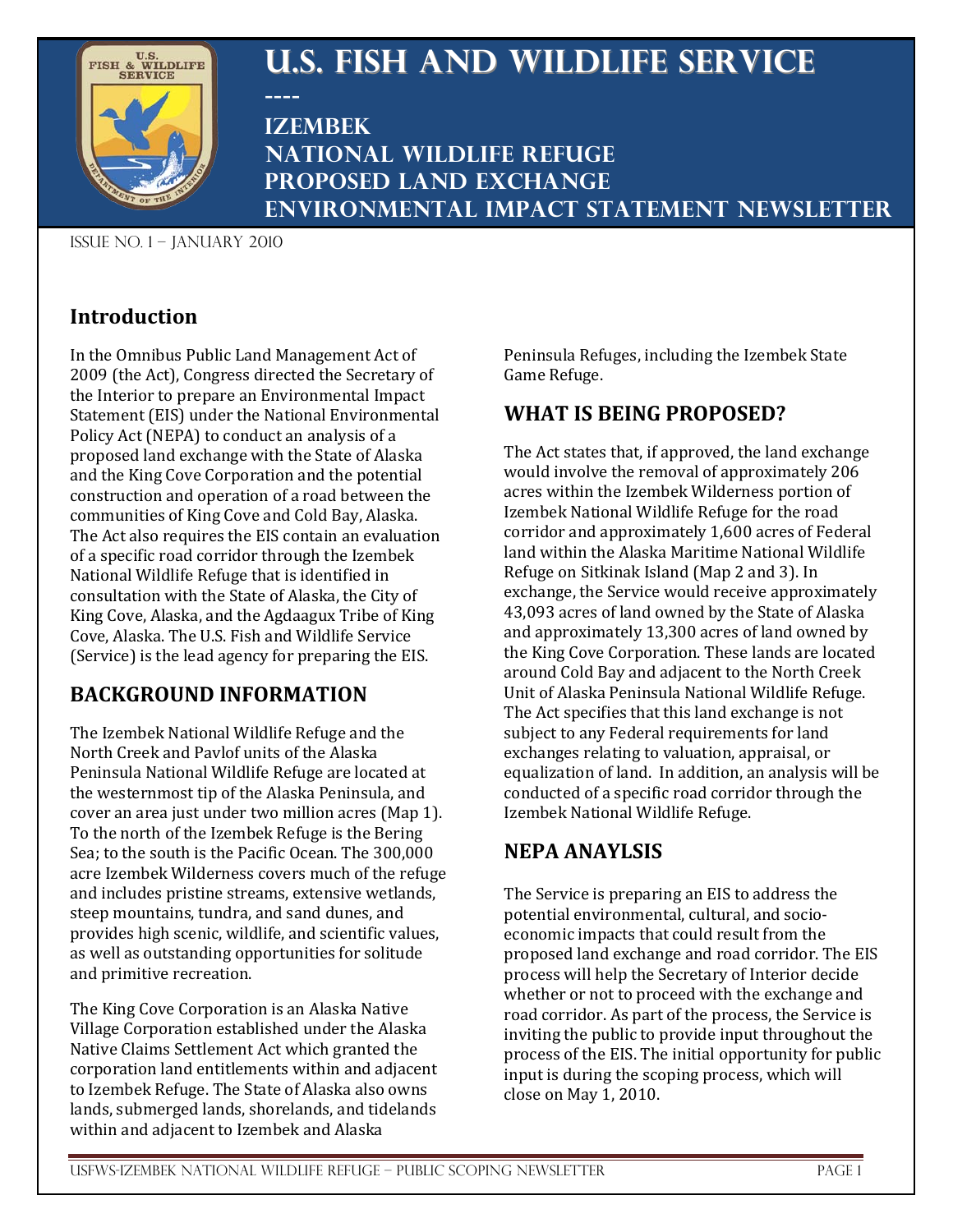# U.S. Fish and Wildlife Service

----

## Izembek National Wildlife Refuge Proposed Land Exchange Environmental Impact Statement Newsletter

Issue No. 1 – January 2010

## Introduction

In the Omnibus Public Land Management Act of 2009 (the Act), Congress directed the Secretary of the Interior to prepare an Environmental Impact Statement (EIS) under the National Environmental Policy Act (NEPA) to conduct an analysis of a proposed land exchange with the State of Alaska and the King Cove Corporation and the potential construction and operation of a road between the communities of King Cove and Cold Bay, Alaska. The Act also requires the EIS contain an evaluation of a specific road corridor through the Izembek National Wildlife Refuge that is identified in consultation with the State of Alaska, the City of King Cove, Alaska, and the Agdaagux Tribe of King Cove, Alaska. The U.S. Fish and Wildlife Service (Service) is the lead agency for preparing the EIS.

## BACKGROUND INFORMATION

The Izembek National Wildlife Refuge and the North Creek and Pavlof units of the Alaska Peninsula National Wildlife Refuge are located at the westernmost tip of the Alaska Peninsula, and cover an area just under two million acres (Map 1). To the north of the Izembek Refuge is the Bering Sea; to the south is the Pacific Ocean. The 300,000 acre Izembek Wilderness covers much of the refuge and includes pristine streams, extensive wetlands, steep mountains, tundra, and sand dunes, and provides high scenic, wildlife, and scientific values, as well as outstanding opportunities for solitude and primitive recreation.

The King Cove Corporation is an Alaska Native Village Corporation established under the Alaska Native Claims Settlement Act which granted the corporation land entitlements within and adjacent to Izembek Refuge. The State of Alaska also owns lands, submerged lands, shorelands, and tidelands within and adjacent to Izembek and Alaska Peninsula Refuges, including the Izembek State Game Refuge.

## WHAT IS BEING PROPOSED?

The Act states that, if approved, the land exchange would involve the removal of approximately 206 acres within the Izembek Wilderness portion of Izembek National Wildlife Refuge for the road corridor and approximately 1,600 acres of Federal land within the Alaska Maritime National Wildlife Refuge on Sitkinak Island (Map 2 and 3). In exchange, the Service would receive approximately 43,093 acres of land owned by the State of Alaska and approximately 13,300 acres of land owned by the King Cove Corporation. These lands are located around Cold Bay and adjacent to the North Creek Unit of Alaska Peninsula National Wildlife Refuge. The Act specifies that this land exchange is not subject to any Federal requirements for land exchanges relating to valuation, appraisal, or equalization of land. In addition, an analysis will be conducted of a specific road corridor through the Izembek National Wildlife Refuge.

## NEPA ANAYLSIS

The Service is preparing an EIS to address the potential environmental, cultural, and socio-economic impacts that could result from the proposed land exchange and road corridor. The EIS process will help the Secretary of Interior decide whether or not to proceed with the exchange and road corridor. As part of the process, the Service is inviting the public to provide input throughout the process of the EIS. The initial opportunity for public input is during the scoping process, which will close on May 1, 2010.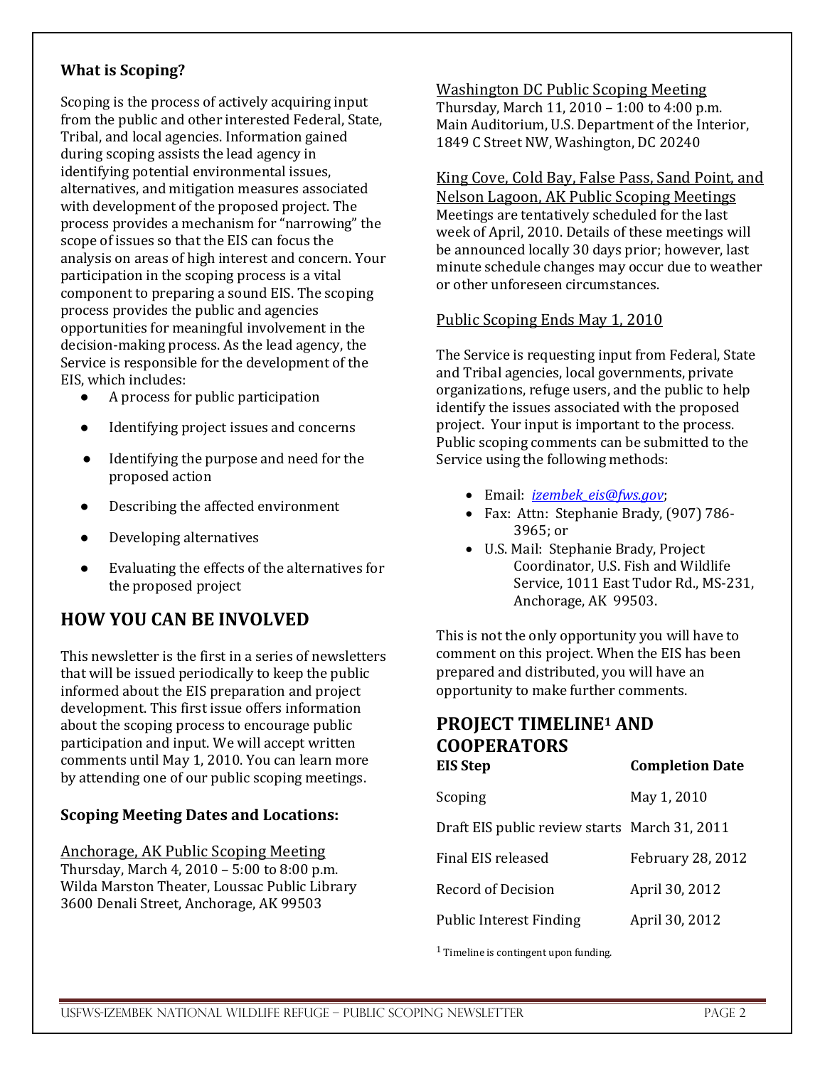### What is Scoping?

Scoping is the process of actively acquiring input from the public and other interested Federal, State, Tribal, and local agencies. Information gained during scoping assists the lead agency in identifying potential environmental issues, alternatives, and mitigation measures associated with development of the proposed project. The process provides a mechanism for "narrowing" the scope of issues so that the EIS can focus the analysis on areas of high interest and concern. Your participation in the scoping process is a vital component to preparing a sound EIS. The scoping process provides the public and agencies opportunities for meaningful involvement in the decision-making process. As the lead agency, the Service is responsible for the development of the EIS, which includes:

- A process for public participation
- Identifying project issues and concerns
- Identifying the purpose and need for the proposed action
- Describing the affected environment
- Developing alternatives
- Evaluating the effects of the alternatives for the proposed project

## HOW YOU CAN BE INVOLVED

This newsletter is the first in a series of newsletters that will be issued periodically to keep the public informed about the EIS preparation and project development. This first issue offers information about the scoping process to encourage public participation and input. We will accept written comments until May 1, 2010. You can learn more by attending one of our public scoping meetings.

### Scoping Meeting Dates and Locations:

Anchorage, AK Public Scoping Meeting
Thursday, March 4, 2010 – 5:00 to 8:00 p.m.
Wilda Marston Theater, Loussac Public Library
3600 Denali Street, Anchorage, AK 99503

Washington DC Public Scoping Meeting
Thursday, March 11, 2010 – 1:00 to 4:00 p.m.
Main Auditorium, U.S. Department of the Interior, 1849 C Street NW, Washington, DC 20240

King Cove, Cold Bay, False Pass, Sand Point, and Nelson Lagoon, AK Public Scoping Meetings
Meetings are tentatively scheduled for the last week of April, 2010. Details of these meetings will be announced locally 30 days prior; however, last minute schedule changes may occur due to weather or other unforeseen circumstances.

Public Scoping Ends May 1, 2010

The Service is requesting input from Federal, State and Tribal agencies, local governments, private organizations, refuge users, and the public to help identify the issues associated with the proposed project. Your input is important to the process. Public scoping comments can be submitted to the Service using the following methods:

- Email: *izembek_eis@fws.gov*;
- Fax: Attn: Stephanie Brady, (907) 786-3965; or
- U.S. Mail: Stephanie Brady, Project Coordinator, U.S. Fish and Wildlife Service, 1011 East Tudor Rd., MS-231, Anchorage, AK 99503.

This is not the only opportunity you will have to comment on this project. When the EIS has been prepared and distributed, you will have an opportunity to make further comments.

## PROJECT TIMELINE[1] AND COOPERATORS

| EIS Step | Completion Date |
|---|---|
| Scoping | May 1, 2010 |
| Draft EIS public review starts | March 31, 2011 |
| Final EIS released | February 28, 2012 |
| Record of Decision | April 30, 2012 |
| Public Interest Finding | April 30, 2012 |

[1] Timeline is contingent upon funding.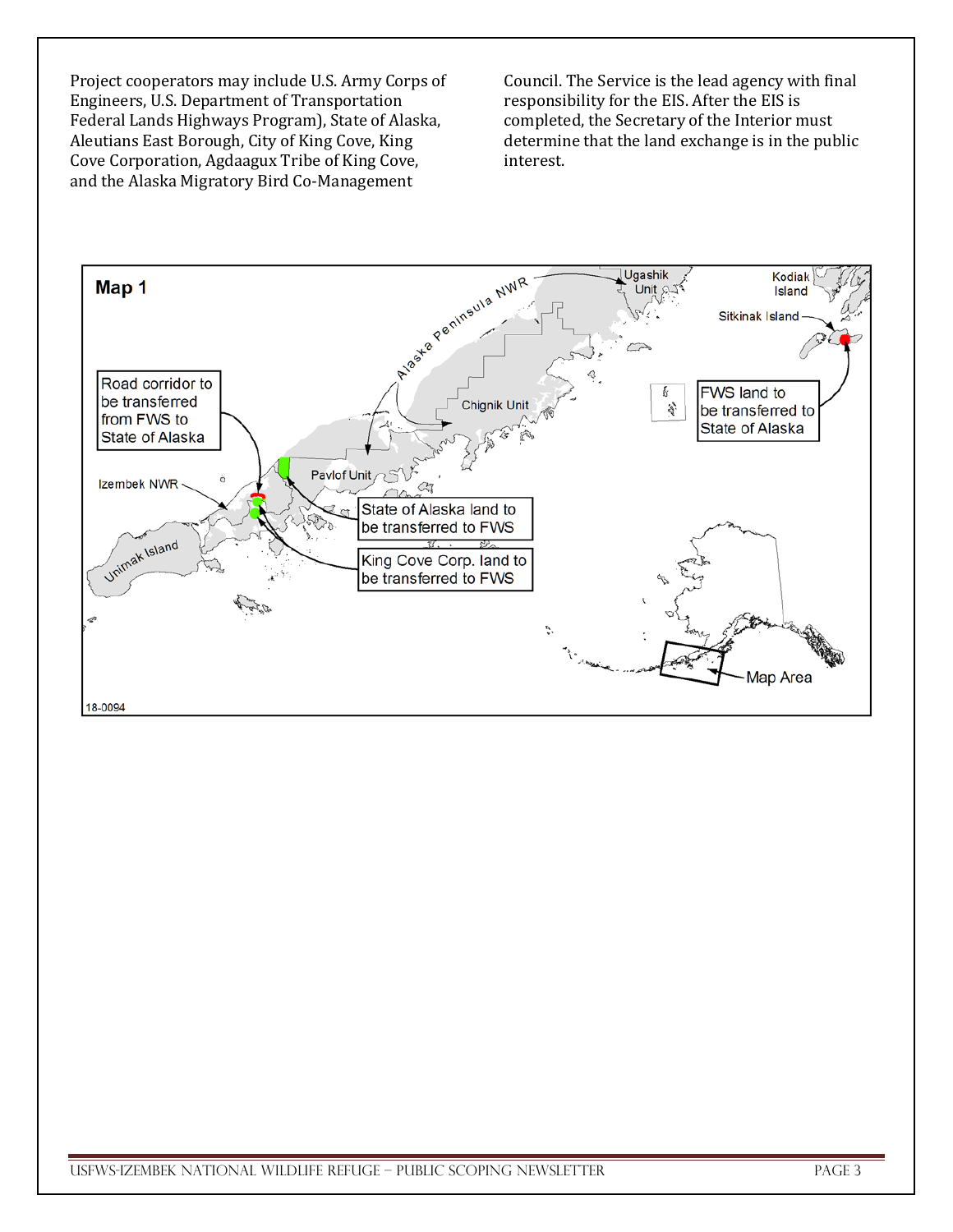Project cooperators may include U.S. Army Corps of Engineers, U.S. Department of Transportation Federal Lands Highways Program), State of Alaska, Aleutians East Borough, City of King Cove, King Cove Corporation, Agdaagux Tribe of King Cove, and the Alaska Migratory Bird Co-Management Council. The Service is the lead agency with final responsibility for the EIS. After the EIS is completed, the Secretary of the Interior must determine that the land exchange is in the public interest.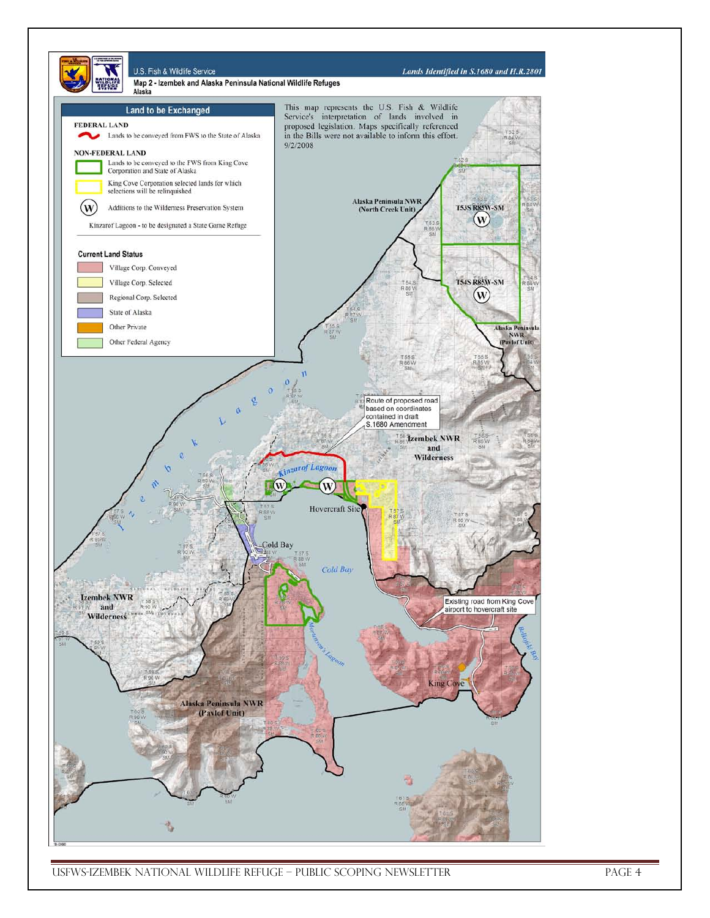U.S. Fish & Wildlife Service

Map 2 - Izembek and Alaska Peninsula National Wildlife Refuges
Alaska

*Lands Identified in S.1680 and H.R.2801*

This map represents the U.S. Fish & Wildlife Service's interpretation of lands involved in proposed legislation. Maps specifically referenced in the Bills were not available to inform this effort. 9/2/2008

**Land to be Exchanged**

**FEDERAL LAND**

- Lands to be conveyed from FWS to the State of Alaska

**NON-FEDERAL LAND**

- Lands to be conveyed to the FWS from King Cove Corporation and State of Alaska
- King Cove Corporation selected lands for which selections will be relinquished
- (W) Additions to the Wilderness Preservation System

Kinzarof Lagoon - to be designated a State Game Refuge

**Current Land Status**

- Village Corp. Conveyed
- Village Corp. Selected
- Regional Corp. Selected
- State of Alaska
- Other Private
- Other Federal Agency

Alaska Peninsula NWR (North Creek Unit)

T53S R85W-SM

T54S R85W-SM

Alaska Peninsula NWR (Pavlof Unit)

Route of proposed road based on coordinates contained in draft S.1680 Amendment

Izembek NWR and Wilderness

Izembek Lagoon

Kinzarof Lagoon

Hovercraft Site

Cold Bay

Existing road from King Cove airport to hovercraft site

Mortensens Lagoon

Belkofski Bay

King Cove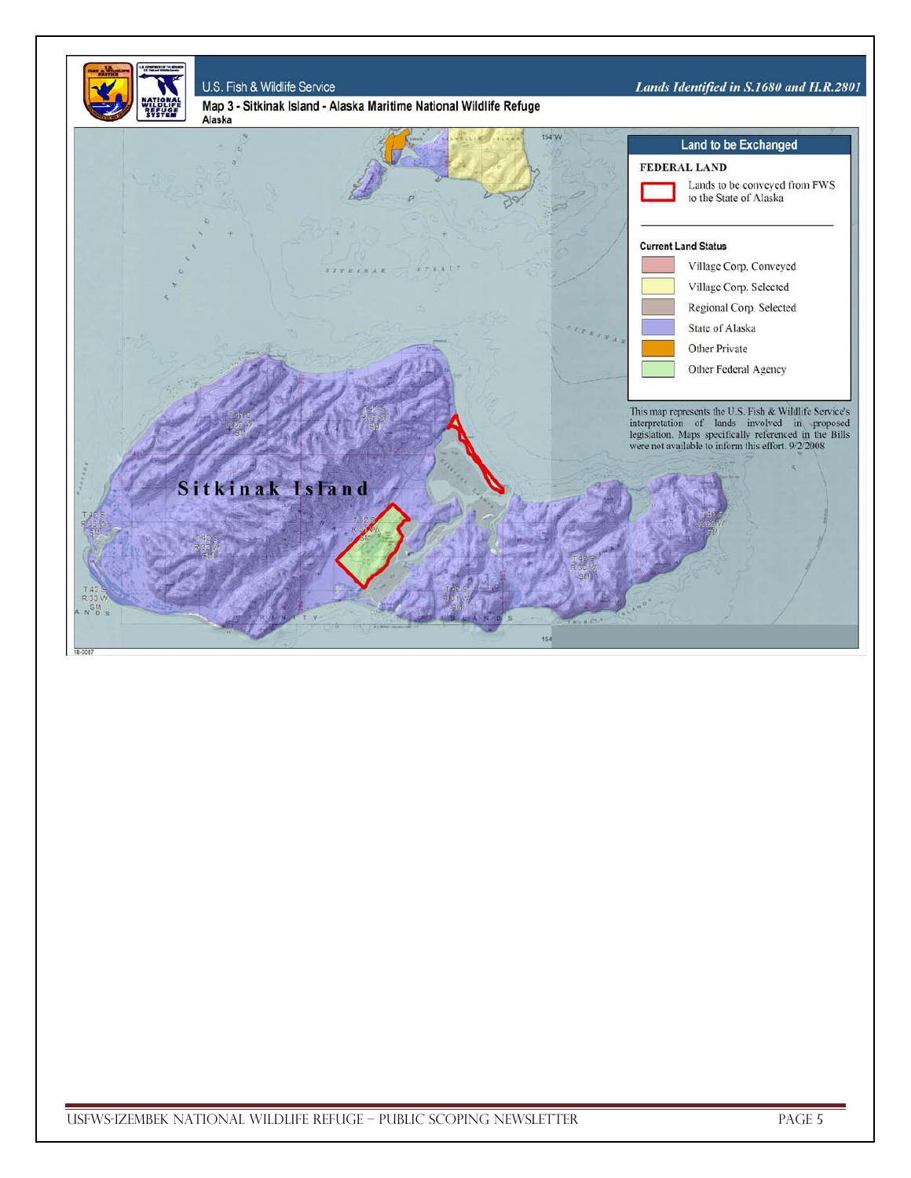U.S. Fish & Wildlife Service

*Lands Identified in S.1680 and H.R.2801*

**Map 3 - Sitkinak Island - Alaska Maritime National Wildlife Refuge**
Alaska

**Land to be Exchanged**

**FEDERAL LAND**

Lands to be conveyed from FWS to the State of Alaska

**Current Land Status**

- Village Corp. Conveyed
- Village Corp. Selected
- Regional Corp. Selected
- State of Alaska
- Other Private
- Other Federal Agency

This map represents the U.S. Fish & Wildlife Service's interpretation of lands involved in proposed legislation. Maps specifically referenced in the Bills were not available to inform this effort. 9/2/2008

Sitkinak Island

Sitkinak Strait

154°W

T 41 S R 32 W SM

T 41 S R 31 W SM

T 42 S R 33 W SM

T 42 S R 32 W SM

T 42 S R 31 W SM

T 42 S R 30 W SM

T 42 S R 29 W SM

T 42 S R 33 W SM

Trinity Islands

18-0087